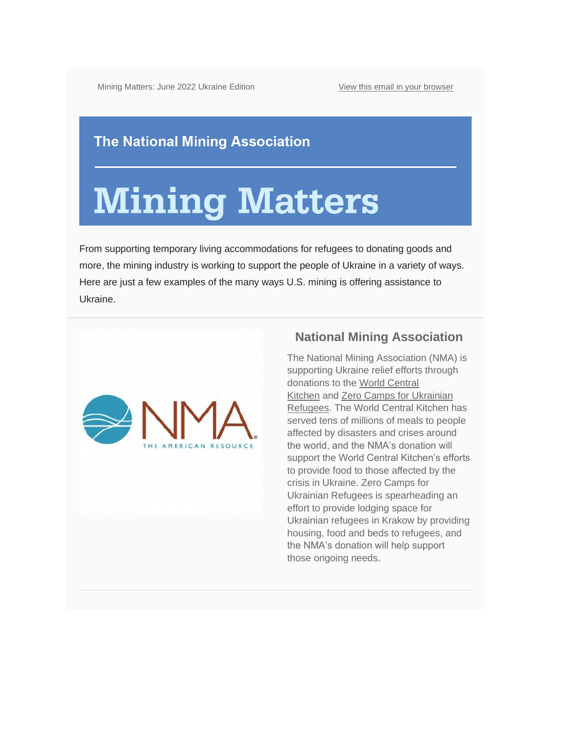Mining Matters: June 2022 Ukraine Edition

View this email in your browser

## The National Mining Association

# Mining Matters

From supporting temporary living accommodations for refugees to donating goods and more, the mining industry is working to support the people of Ukraine in a variety of ways. Here are just a few examples of the many ways U.S. mining is offering assistance to Ukraine.

## National Mining Association

The National Mining Association (NMA) is supporting Ukraine relief efforts through donations to the World Central Kitchen and Zero Camps for Ukrainian Refugees. The World Central Kitchen has served tens of millions of meals to people affected by disasters and crises around the world, and the NMA's donation will support the World Central Kitchen's efforts to provide food to those affected by the crisis in Ukraine. Zero Camps for Ukrainian Refugees is spearheading an effort to provide lodging space for Ukrainian refugees in Krakow by providing housing, food and beds to refugees, and the NMA's donation will help support those ongoing needs.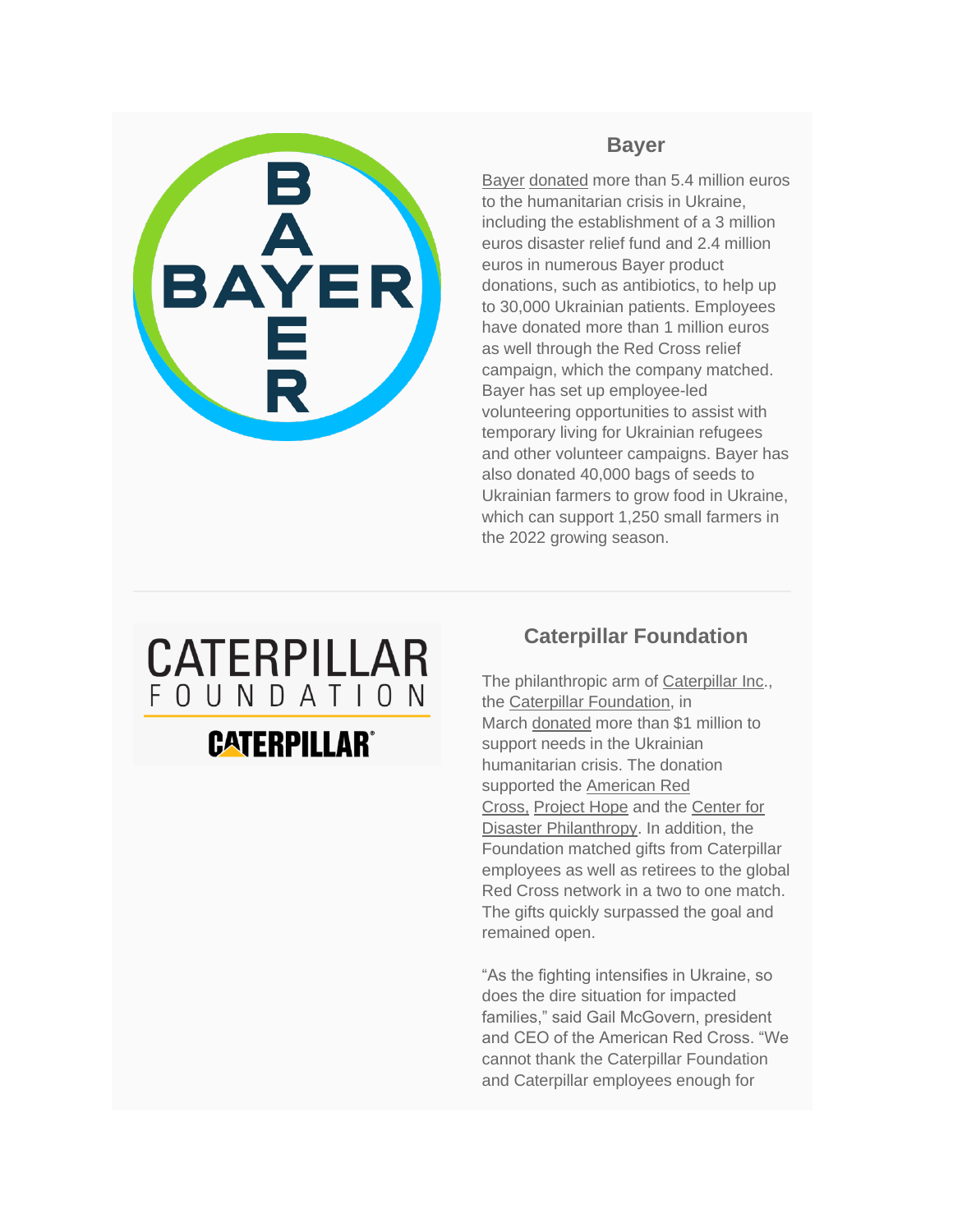### Bayer

Bayer donated more than 5.4 million euros to the humanitarian crisis in Ukraine, including the establishment of a 3 million euros disaster relief fund and 2.4 million euros in numerous Bayer product donations, such as antibiotics, to help up to 30,000 Ukrainian patients. Employees have donated more than 1 million euros as well through the Red Cross relief campaign, which the company matched. Bayer has set up employee-led volunteering opportunities to assist with temporary living for Ukrainian refugees and other volunteer campaigns. Bayer has also donated 40,000 bags of seeds to Ukrainian farmers to grow food in Ukraine, which can support 1,250 small farmers in the 2022 growing season.

---

### Caterpillar Foundation

The philanthropic arm of Caterpillar Inc., the Caterpillar Foundation, in March donated more than $1 million to support needs in the Ukrainian humanitarian crisis. The donation supported the American Red Cross, Project Hope and the Center for Disaster Philanthropy. In addition, the Foundation matched gifts from Caterpillar employees as well as retirees to the global Red Cross network in a two to one match. The gifts quickly surpassed the goal and remained open.

“As the fighting intensifies in Ukraine, so does the dire situation for impacted families,” said Gail McGovern, president and CEO of the American Red Cross. “We cannot thank the Caterpillar Foundation and Caterpillar employees enough for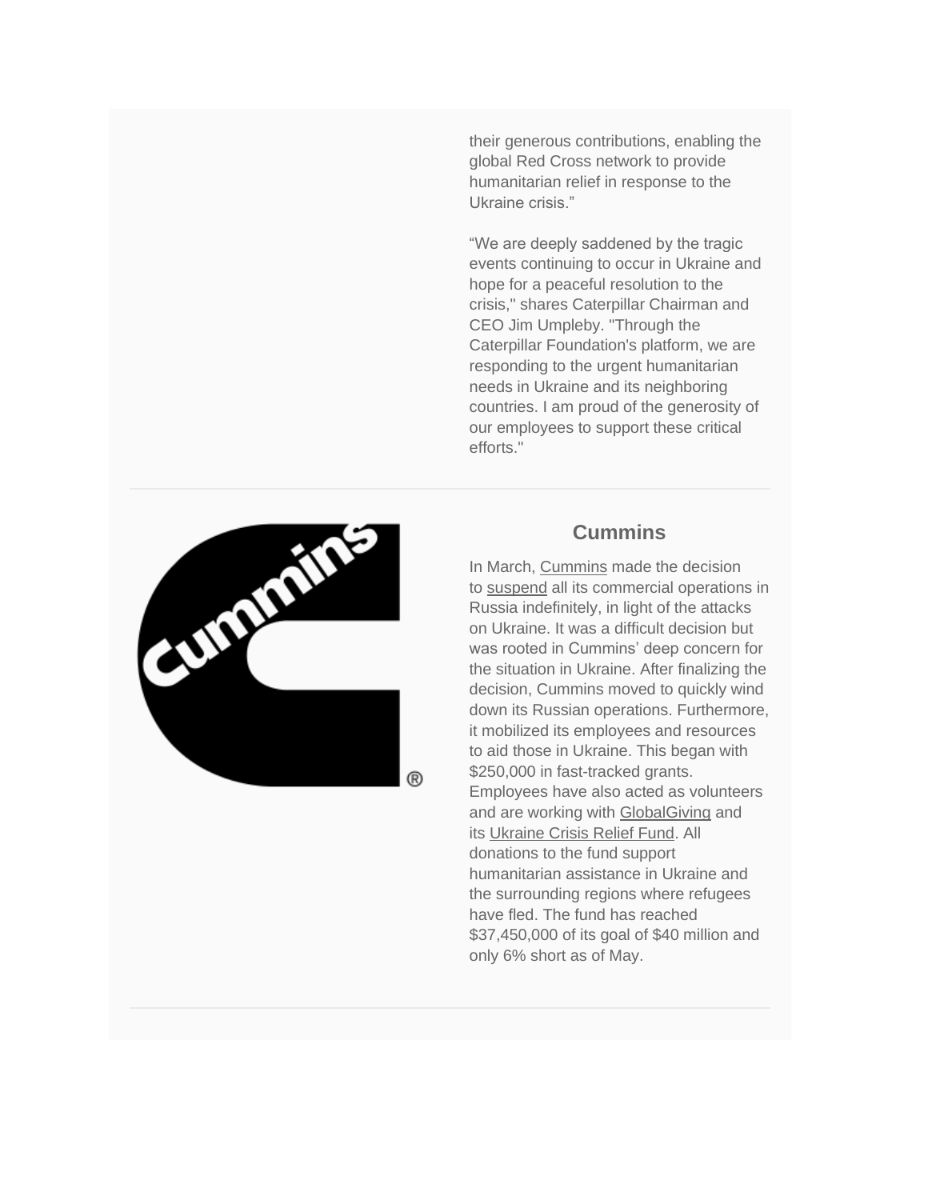their generous contributions, enabling the global Red Cross network to provide humanitarian relief in response to the Ukraine crisis."

"We are deeply saddened by the tragic events continuing to occur in Ukraine and hope for a peaceful resolution to the crisis," shares Caterpillar Chairman and CEO Jim Umpleby. "Through the Caterpillar Foundation's platform, we are responding to the urgent humanitarian needs in Ukraine and its neighboring countries. I am proud of the generosity of our employees to support these critical efforts."

---

## Cummins

In March, Cummins made the decision to suspend all its commercial operations in Russia indefinitely, in light of the attacks on Ukraine. It was a difficult decision but was rooted in Cummins' deep concern for the situation in Ukraine. After finalizing the decision, Cummins moved to quickly wind down its Russian operations. Furthermore, it mobilized its employees and resources to aid those in Ukraine. This began with $250,000 in fast-tracked grants. Employees have also acted as volunteers and are working with GlobalGiving and its Ukraine Crisis Relief Fund. All donations to the fund support humanitarian assistance in Ukraine and the surrounding regions where refugees have fled. The fund has reached $37,450,000 of its goal of $40 million and only 6% short as of May.

---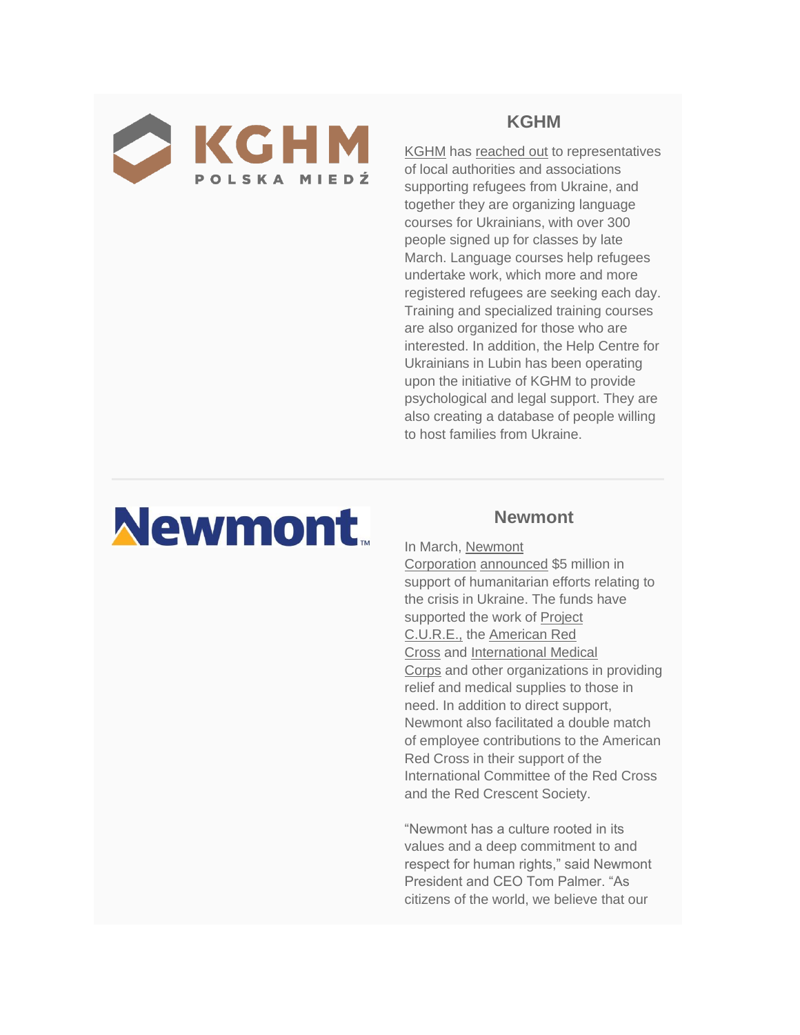### KGHM

KGHM has reached out to representatives of local authorities and associations supporting refugees from Ukraine, and together they are organizing language courses for Ukrainians, with over 300 people signed up for classes by late March. Language courses help refugees undertake work, which more and more registered refugees are seeking each day. Training and specialized training courses are also organized for those who are interested. In addition, the Help Centre for Ukrainians in Lubin has been operating upon the initiative of KGHM to provide psychological and legal support. They are also creating a database of people willing to host families from Ukraine.

---

### Newmont

In March, Newmont Corporation announced $5 million in support of humanitarian efforts relating to the crisis in Ukraine. The funds have supported the work of Project C.U.R.E., the American Red Cross and International Medical Corps and other organizations in providing relief and medical supplies to those in need. In addition to direct support, Newmont also facilitated a double match of employee contributions to the American Red Cross in their support of the International Committee of the Red Cross and the Red Crescent Society.

“Newmont has a culture rooted in its values and a deep commitment to and respect for human rights,” said Newmont President and CEO Tom Palmer. “As citizens of the world, we believe that our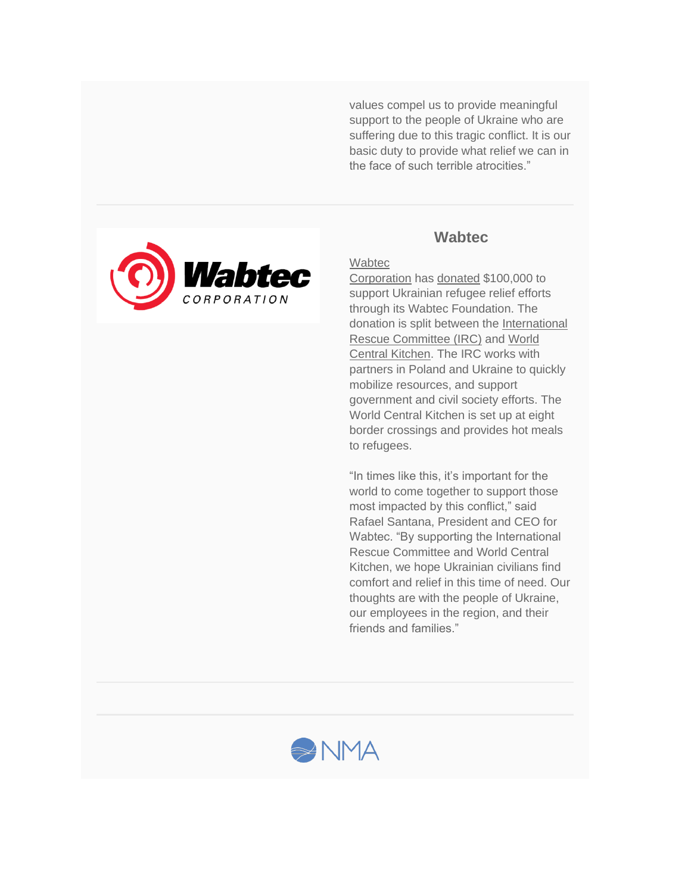values compel us to provide meaningful support to the people of Ukraine who are suffering due to this tragic conflict. It is our basic duty to provide what relief we can in the face of such terrible atrocities."

---

### Wabtec

Wabtec Corporation has donated $100,000 to support Ukrainian refugee relief efforts through its Wabtec Foundation. The donation is split between the International Rescue Committee (IRC) and World Central Kitchen. The IRC works with partners in Poland and Ukraine to quickly mobilize resources, and support government and civil society efforts. The World Central Kitchen is set up at eight border crossings and provides hot meals to refugees.

"In times like this, it's important for the world to come together to support those most impacted by this conflict," said Rafael Santana, President and CEO for Wabtec. "By supporting the International Rescue Committee and World Central Kitchen, we hope Ukrainian civilians find comfort and relief in this time of need. Our thoughts are with the people of Ukraine, our employees in the region, and their friends and families."

---

NMA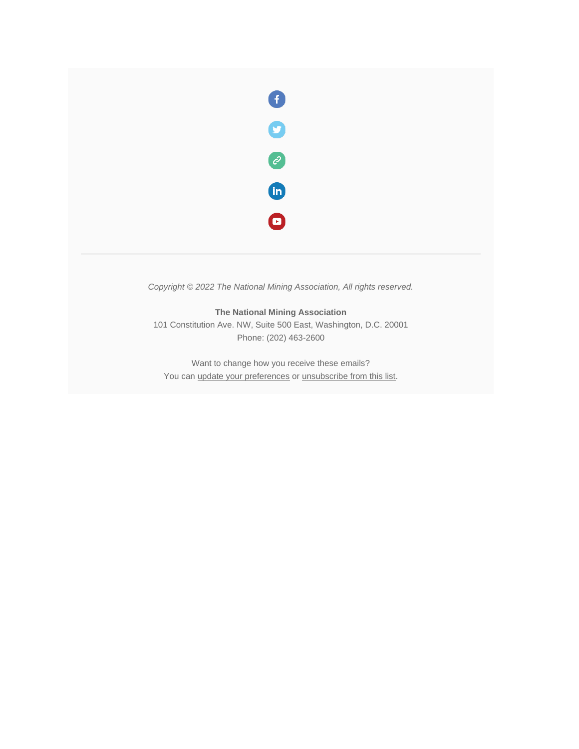*Copyright © 2022 The National Mining Association, All rights reserved.*

**The National Mining Association**
101 Constitution Ave. NW, Suite 500 East, Washington, D.C. 20001
Phone: (202) 463-2600

Want to change how you receive these emails?
You can update your preferences or unsubscribe from this list.